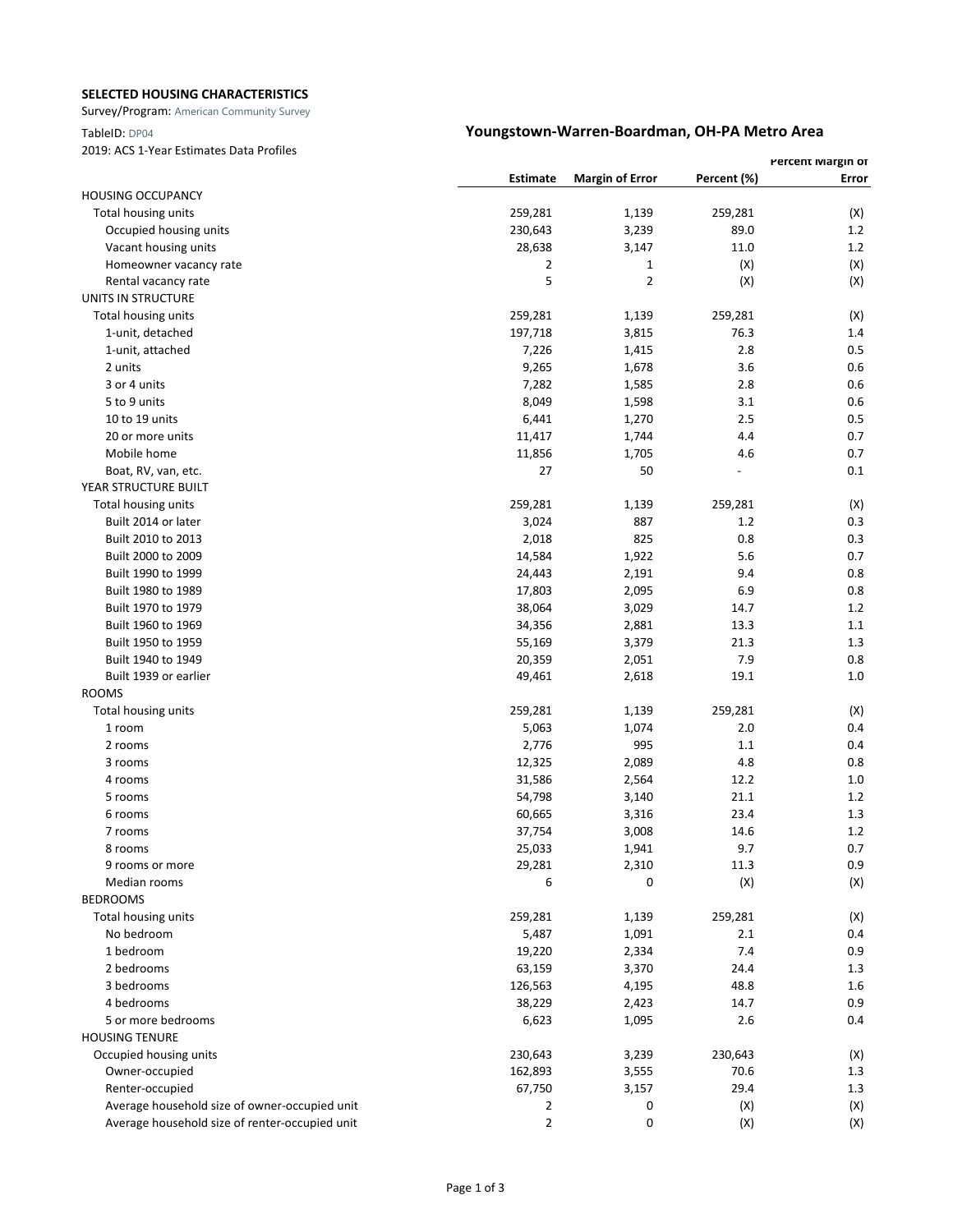**SELECTED HOUSING CHARACTERISTICS**

Survey/Program: American Community Survey

TableID: DP04

2019: ACS 1-Year Estimates Data Profiles

## Youngstown-Warren-Boardman, OH-PA Metro Area

| | Estimate | Margin of Error | Percent (%) | Percent Margin of Error |
|---|---|---|---|---|
| HOUSING OCCUPANCY | | | | |
| Total housing units | 259,281 | 1,139 | 259,281 | (X) |
| Occupied housing units | 230,643 | 3,239 | 89.0 | 1.2 |
| Vacant housing units | 28,638 | 3,147 | 11.0 | 1.2 |
| Homeowner vacancy rate | 2 | 1 | (X) | (X) |
| Rental vacancy rate | 5 | 2 | (X) | (X) |
| UNITS IN STRUCTURE | | | | |
| Total housing units | 259,281 | 1,139 | 259,281 | (X) |
| 1-unit, detached | 197,718 | 3,815 | 76.3 | 1.4 |
| 1-unit, attached | 7,226 | 1,415 | 2.8 | 0.5 |
| 2 units | 9,265 | 1,678 | 3.6 | 0.6 |
| 3 or 4 units | 7,282 | 1,585 | 2.8 | 0.6 |
| 5 to 9 units | 8,049 | 1,598 | 3.1 | 0.6 |
| 10 to 19 units | 6,441 | 1,270 | 2.5 | 0.5 |
| 20 or more units | 11,417 | 1,744 | 4.4 | 0.7 |
| Mobile home | 11,856 | 1,705 | 4.6 | 0.7 |
| Boat, RV, van, etc. | 27 | 50 | - | 0.1 |
| YEAR STRUCTURE BUILT | | | | |
| Total housing units | 259,281 | 1,139 | 259,281 | (X) |
| Built 2014 or later | 3,024 | 887 | 1.2 | 0.3 |
| Built 2010 to 2013 | 2,018 | 825 | 0.8 | 0.3 |
| Built 2000 to 2009 | 14,584 | 1,922 | 5.6 | 0.7 |
| Built 1990 to 1999 | 24,443 | 2,191 | 9.4 | 0.8 |
| Built 1980 to 1989 | 17,803 | 2,095 | 6.9 | 0.8 |
| Built 1970 to 1979 | 38,064 | 3,029 | 14.7 | 1.2 |
| Built 1960 to 1969 | 34,356 | 2,881 | 13.3 | 1.1 |
| Built 1950 to 1959 | 55,169 | 3,379 | 21.3 | 1.3 |
| Built 1940 to 1949 | 20,359 | 2,051 | 7.9 | 0.8 |
| Built 1939 or earlier | 49,461 | 2,618 | 19.1 | 1.0 |
| ROOMS | | | | |
| Total housing units | 259,281 | 1,139 | 259,281 | (X) |
| 1 room | 5,063 | 1,074 | 2.0 | 0.4 |
| 2 rooms | 2,776 | 995 | 1.1 | 0.4 |
| 3 rooms | 12,325 | 2,089 | 4.8 | 0.8 |
| 4 rooms | 31,586 | 2,564 | 12.2 | 1.0 |
| 5 rooms | 54,798 | 3,140 | 21.1 | 1.2 |
| 6 rooms | 60,665 | 3,316 | 23.4 | 1.3 |
| 7 rooms | 37,754 | 3,008 | 14.6 | 1.2 |
| 8 rooms | 25,033 | 1,941 | 9.7 | 0.7 |
| 9 rooms or more | 29,281 | 2,310 | 11.3 | 0.9 |
| Median rooms | 6 | 0 | (X) | (X) |
| BEDROOMS | | | | |
| Total housing units | 259,281 | 1,139 | 259,281 | (X) |
| No bedroom | 5,487 | 1,091 | 2.1 | 0.4 |
| 1 bedroom | 19,220 | 2,334 | 7.4 | 0.9 |
| 2 bedrooms | 63,159 | 3,370 | 24.4 | 1.3 |
| 3 bedrooms | 126,563 | 4,195 | 48.8 | 1.6 |
| 4 bedrooms | 38,229 | 2,423 | 14.7 | 0.9 |
| 5 or more bedrooms | 6,623 | 1,095 | 2.6 | 0.4 |
| HOUSING TENURE | | | | |
| Occupied housing units | 230,643 | 3,239 | 230,643 | (X) |
| Owner-occupied | 162,893 | 3,555 | 70.6 | 1.3 |
| Renter-occupied | 67,750 | 3,157 | 29.4 | 1.3 |
| Average household size of owner-occupied unit | 2 | 0 | (X) | (X) |
| Average household size of renter-occupied unit | 2 | 0 | (X) | (X) |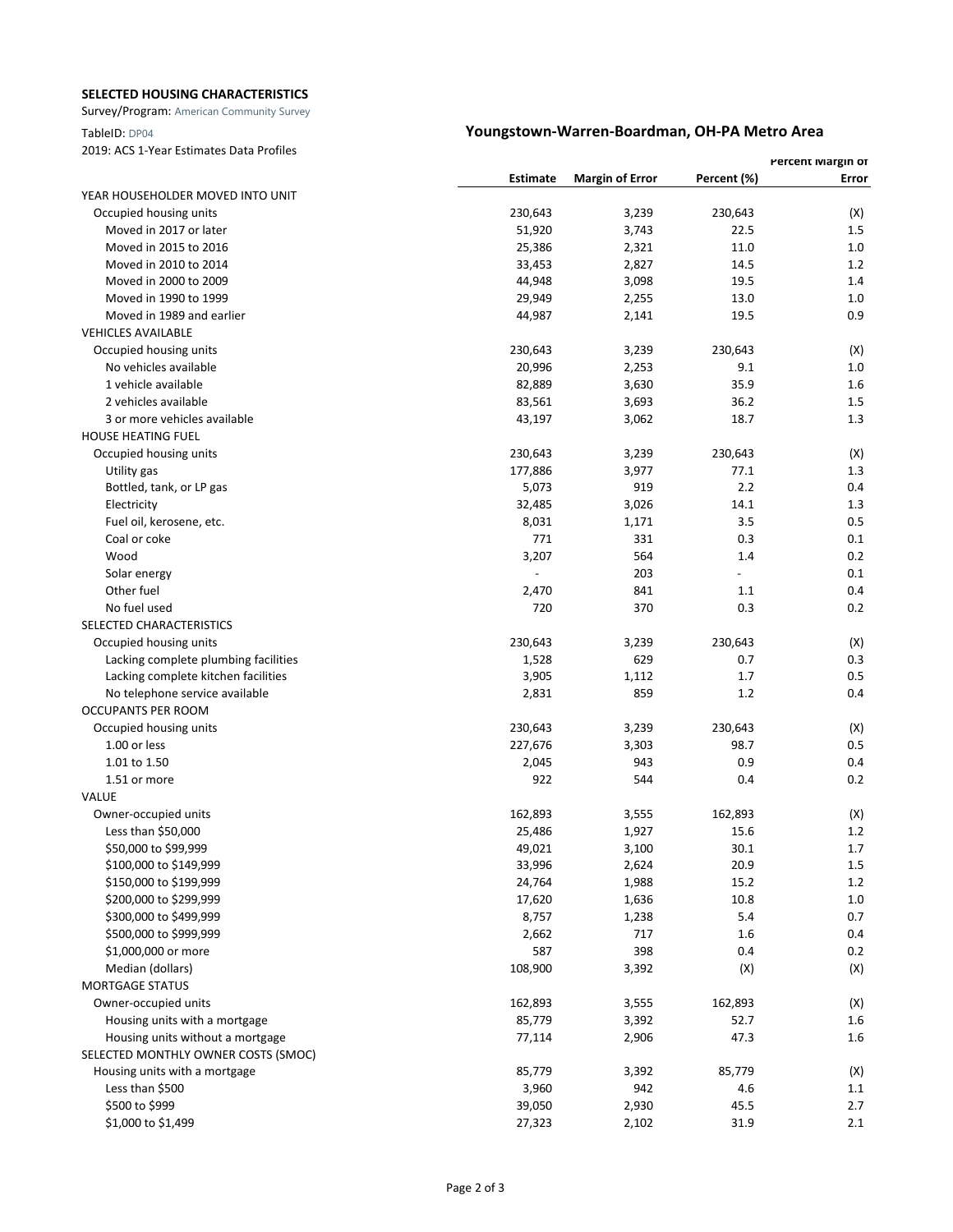**SELECTED HOUSING CHARACTERISTICS**

Survey/Program: American Community Survey

TableID: DP04

2019: ACS 1-Year Estimates Data Profiles

## Youngstown-Warren-Boardman, OH-PA Metro Area

| | Estimate | Margin of Error | Percent (%) | Percent Margin of Error |
|---|---|---|---|---|
| YEAR HOUSEHOLDER MOVED INTO UNIT | | | | |
| Occupied housing units | 230,643 | 3,239 | 230,643 | (X) |
| Moved in 2017 or later | 51,920 | 3,743 | 22.5 | 1.5 |
| Moved in 2015 to 2016 | 25,386 | 2,321 | 11.0 | 1.0 |
| Moved in 2010 to 2014 | 33,453 | 2,827 | 14.5 | 1.2 |
| Moved in 2000 to 2009 | 44,948 | 3,098 | 19.5 | 1.4 |
| Moved in 1990 to 1999 | 29,949 | 2,255 | 13.0 | 1.0 |
| Moved in 1989 and earlier | 44,987 | 2,141 | 19.5 | 0.9 |
| VEHICLES AVAILABLE | | | | |
| Occupied housing units | 230,643 | 3,239 | 230,643 | (X) |
| No vehicles available | 20,996 | 2,253 | 9.1 | 1.0 |
| 1 vehicle available | 82,889 | 3,630 | 35.9 | 1.6 |
| 2 vehicles available | 83,561 | 3,693 | 36.2 | 1.5 |
| 3 or more vehicles available | 43,197 | 3,062 | 18.7 | 1.3 |
| HOUSE HEATING FUEL | | | | |
| Occupied housing units | 230,643 | 3,239 | 230,643 | (X) |
| Utility gas | 177,886 | 3,977 | 77.1 | 1.3 |
| Bottled, tank, or LP gas | 5,073 | 919 | 2.2 | 0.4 |
| Electricity | 32,485 | 3,026 | 14.1 | 1.3 |
| Fuel oil, kerosene, etc. | 8,031 | 1,171 | 3.5 | 0.5 |
| Coal or coke | 771 | 331 | 0.3 | 0.1 |
| Wood | 3,207 | 564 | 1.4 | 0.2 |
| Solar energy | - | 203 | - | 0.1 |
| Other fuel | 2,470 | 841 | 1.1 | 0.4 |
| No fuel used | 720 | 370 | 0.3 | 0.2 |
| SELECTED CHARACTERISTICS | | | | |
| Occupied housing units | 230,643 | 3,239 | 230,643 | (X) |
| Lacking complete plumbing facilities | 1,528 | 629 | 0.7 | 0.3 |
| Lacking complete kitchen facilities | 3,905 | 1,112 | 1.7 | 0.5 |
| No telephone service available | 2,831 | 859 | 1.2 | 0.4 |
| OCCUPANTS PER ROOM | | | | |
| Occupied housing units | 230,643 | 3,239 | 230,643 | (X) |
| 1.00 or less | 227,676 | 3,303 | 98.7 | 0.5 |
| 1.01 to 1.50 | 2,045 | 943 | 0.9 | 0.4 |
| 1.51 or more | 922 | 544 | 0.4 | 0.2 |
| VALUE | | | | |
| Owner-occupied units | 162,893 | 3,555 | 162,893 | (X) |
| Less than $50,000 | 25,486 | 1,927 | 15.6 | 1.2 |
| $50,000 to $99,999 | 49,021 | 3,100 | 30.1 | 1.7 |
| $100,000 to $149,999 | 33,996 | 2,624 | 20.9 | 1.5 |
| $150,000 to $199,999 | 24,764 | 1,988 | 15.2 | 1.2 |
| $200,000 to $299,999 | 17,620 | 1,636 | 10.8 | 1.0 |
| $300,000 to $499,999 | 8,757 | 1,238 | 5.4 | 0.7 |
| $500,000 to $999,999 | 2,662 | 717 | 1.6 | 0.4 |
| $1,000,000 or more | 587 | 398 | 0.4 | 0.2 |
| Median (dollars) | 108,900 | 3,392 | (X) | (X) |
| MORTGAGE STATUS | | | | |
| Owner-occupied units | 162,893 | 3,555 | 162,893 | (X) |
| Housing units with a mortgage | 85,779 | 3,392 | 52.7 | 1.6 |
| Housing units without a mortgage | 77,114 | 2,906 | 47.3 | 1.6 |
| SELECTED MONTHLY OWNER COSTS (SMOC) | | | | |
| Housing units with a mortgage | 85,779 | 3,392 | 85,779 | (X) |
| Less than $500 | 3,960 | 942 | 4.6 | 1.1 |
| $500 to $999 | 39,050 | 2,930 | 45.5 | 2.7 |
| $1,000 to $1,499 | 27,323 | 2,102 | 31.9 | 2.1 |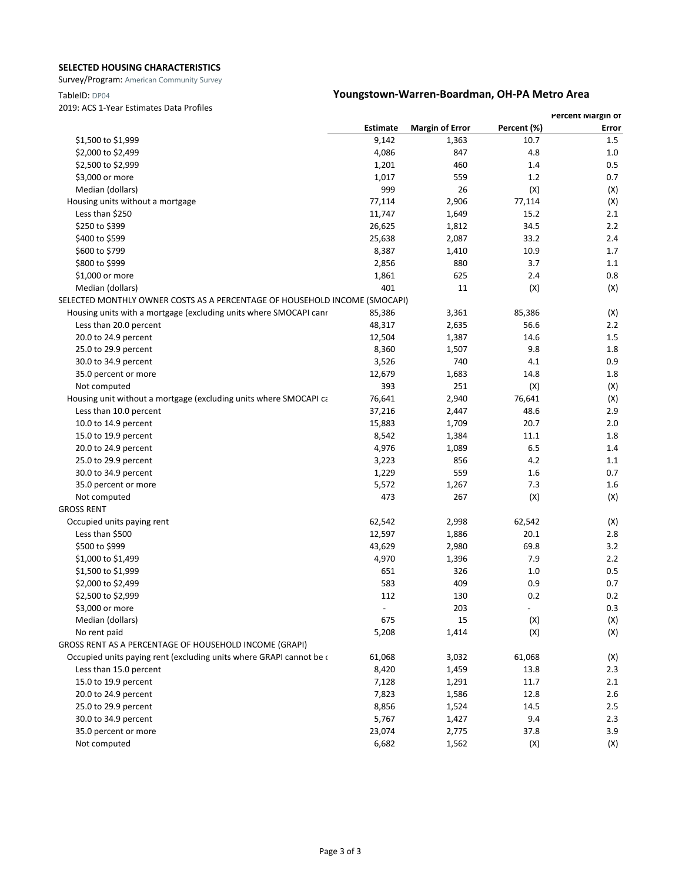**SELECTED HOUSING CHARACTERISTICS**

Survey/Program: American Community Survey

TableID: DP04

## Youngstown-Warren-Boardman, OH-PA Metro Area

2019: ACS 1-Year Estimates Data Profiles

| | Estimate | Margin of Error | Percent (%) | Percent Margin of Error |
|---|---|---|---|---|
| $1,500 to $1,999 | 9,142 | 1,363 | 10.7 | 1.5 |
| $2,000 to $2,499 | 4,086 | 847 | 4.8 | 1.0 |
| $2,500 to $2,999 | 1,201 | 460 | 1.4 | 0.5 |
| $3,000 or more | 1,017 | 559 | 1.2 | 0.7 |
| Median (dollars) | 999 | 26 | (X) | (X) |
| Housing units without a mortgage | 77,114 | 2,906 | 77,114 | (X) |
| Less than $250 | 11,747 | 1,649 | 15.2 | 2.1 |
| $250 to $399 | 26,625 | 1,812 | 34.5 | 2.2 |
| $400 to $599 | 25,638 | 2,087 | 33.2 | 2.4 |
| $600 to $799 | 8,387 | 1,410 | 10.9 | 1.7 |
| $800 to $999 | 2,856 | 880 | 3.7 | 1.1 |
| $1,000 or more | 1,861 | 625 | 2.4 | 0.8 |
| Median (dollars) | 401 | 11 | (X) | (X) |
| SELECTED MONTHLY OWNER COSTS AS A PERCENTAGE OF HOUSEHOLD INCOME (SMOCAPI) | | | | |
| Housing units with a mortgage (excluding units where SMOCAPI canr | 85,386 | 3,361 | 85,386 | (X) |
| Less than 20.0 percent | 48,317 | 2,635 | 56.6 | 2.2 |
| 20.0 to 24.9 percent | 12,504 | 1,387 | 14.6 | 1.5 |
| 25.0 to 29.9 percent | 8,360 | 1,507 | 9.8 | 1.8 |
| 30.0 to 34.9 percent | 3,526 | 740 | 4.1 | 0.9 |
| 35.0 percent or more | 12,679 | 1,683 | 14.8 | 1.8 |
| Not computed | 393 | 251 | (X) | (X) |
| Housing unit without a mortgage (excluding units where SMOCAPI ca | 76,641 | 2,940 | 76,641 | (X) |
| Less than 10.0 percent | 37,216 | 2,447 | 48.6 | 2.9 |
| 10.0 to 14.9 percent | 15,883 | 1,709 | 20.7 | 2.0 |
| 15.0 to 19.9 percent | 8,542 | 1,384 | 11.1 | 1.8 |
| 20.0 to 24.9 percent | 4,976 | 1,089 | 6.5 | 1.4 |
| 25.0 to 29.9 percent | 3,223 | 856 | 4.2 | 1.1 |
| 30.0 to 34.9 percent | 1,229 | 559 | 1.6 | 0.7 |
| 35.0 percent or more | 5,572 | 1,267 | 7.3 | 1.6 |
| Not computed | 473 | 267 | (X) | (X) |
| GROSS RENT | | | | |
| Occupied units paying rent | 62,542 | 2,998 | 62,542 | (X) |
| Less than $500 | 12,597 | 1,886 | 20.1 | 2.8 |
| $500 to $999 | 43,629 | 2,980 | 69.8 | 3.2 |
| $1,000 to $1,499 | 4,970 | 1,396 | 7.9 | 2.2 |
| $1,500 to $1,999 | 651 | 326 | 1.0 | 0.5 |
| $2,000 to $2,499 | 583 | 409 | 0.9 | 0.7 |
| $2,500 to $2,999 | 112 | 130 | 0.2 | 0.2 |
| $3,000 or more | - | 203 | - | 0.3 |
| Median (dollars) | 675 | 15 | (X) | (X) |
| No rent paid | 5,208 | 1,414 | (X) | (X) |
| GROSS RENT AS A PERCENTAGE OF HOUSEHOLD INCOME (GRAPI) | | | | |
| Occupied units paying rent (excluding units where GRAPI cannot be c | 61,068 | 3,032 | 61,068 | (X) |
| Less than 15.0 percent | 8,420 | 1,459 | 13.8 | 2.3 |
| 15.0 to 19.9 percent | 7,128 | 1,291 | 11.7 | 2.1 |
| 20.0 to 24.9 percent | 7,823 | 1,586 | 12.8 | 2.6 |
| 25.0 to 29.9 percent | 8,856 | 1,524 | 14.5 | 2.5 |
| 30.0 to 34.9 percent | 5,767 | 1,427 | 9.4 | 2.3 |
| 35.0 percent or more | 23,074 | 2,775 | 37.8 | 3.9 |
| Not computed | 6,682 | 1,562 | (X) | (X) |